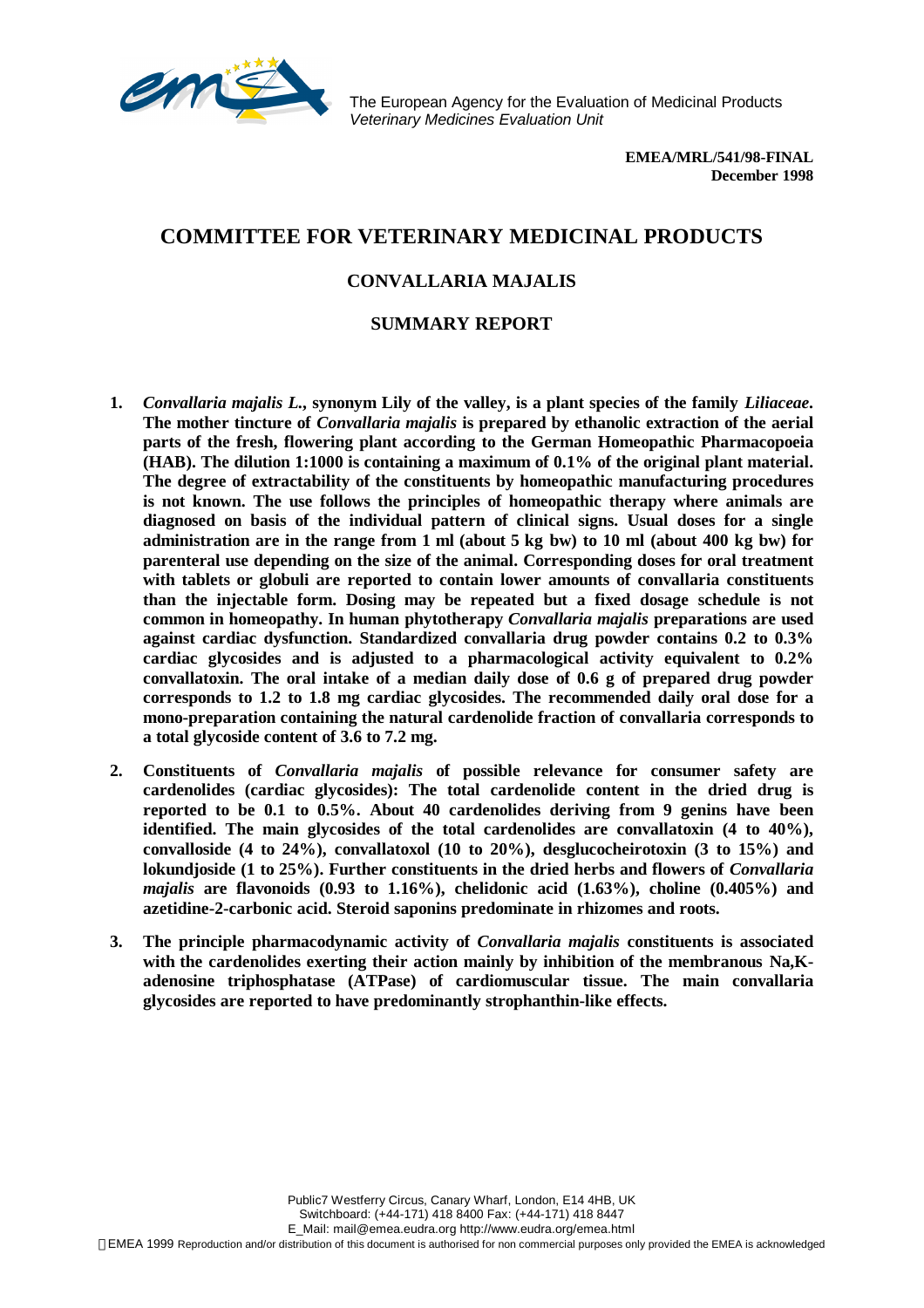The European Agency for the Evaluation of Medicinal Products
*Veterinary Medicines Evaluation Unit*

**EMEA/MRL/541/98-FINAL**
**December 1998**

# COMMITTEE FOR VETERINARY MEDICINAL PRODUCTS

## CONVALLARIA MAJALIS

## SUMMARY REPORT

1. ***Convallaria majalis L.*, synonym Lily of the valley, is a plant species of the family *Liliaceae*. The mother tincture of *Convallaria majalis* is prepared by ethanolic extraction of the aerial parts of the fresh, flowering plant according to the German Homeopathic Pharmacopoeia (HAB). The dilution 1:1000 is containing a maximum of 0.1% of the original plant material. The degree of extractability of the constituents by homeopathic manufacturing procedures is not known. The use follows the principles of homeopathic therapy where animals are diagnosed on basis of the individual pattern of clinical signs. Usual doses for a single administration are in the range from 1 ml (about 5 kg bw) to 10 ml (about 400 kg bw) for parenteral use depending on the size of the animal. Corresponding doses for oral treatment with tablets or globuli are reported to contain lower amounts of convallaria constituents than the injectable form. Dosing may be repeated but a fixed dosage schedule is not common in homeopathy. In human phytotherapy *Convallaria majalis* preparations are used against cardiac dysfunction. Standardized convallaria drug powder contains 0.2 to 0.3% cardiac glycosides and is adjusted to a pharmacological activity equivalent to 0.2% convallatoxin. The oral intake of a median daily dose of 0.6 g of prepared drug powder corresponds to 1.2 to 1.8 mg cardiac glycosides. The recommended daily oral dose for a mono-preparation containing the natural cardenolide fraction of convallaria corresponds to a total glycoside content of 3.6 to 7.2 mg.**

2. **Constituents of *Convallaria majalis* of possible relevance for consumer safety are cardenolides (cardiac glycosides): The total cardenolide content in the dried drug is reported to be 0.1 to 0.5%. About 40 cardenolides deriving from 9 genins have been identified. The main glycosides of the total cardenolides are convallatoxin (4 to 40%), convalloside (4 to 24%), convallatoxol (10 to 20%), desglucocheirotoxin (3 to 15%) and lokundjoside (1 to 25%). Further constituents in the dried herbs and flowers of *Convallaria majalis* are flavonoids (0.93 to 1.16%), chelidonic acid (1.63%), choline (0.405%) and azetidine-2-carbonic acid. Steroid saponins predominate in rhizomes and roots.**

3. **The principle pharmacodynamic activity of *Convallaria majalis* constituents is associated with the cardenolides exerting their action mainly by inhibition of the membranous Na,K-adenosine triphosphatase (ATPase) of cardiomuscular tissue. The main convallaria glycosides are reported to have predominantly strophanthin-like effects.**

Public7 Westferry Circus, Canary Wharf, London, E14 4HB, UK
Switchboard: (+44-171) 418 8400 Fax: (+44-171) 418 8447
E_Mail: mail@emea.eudra.org http://www.eudra.org/emea.html
©EMEA 1999 Reproduction and/or distribution of this document is authorised for non commercial purposes only provided the EMEA is acknowledged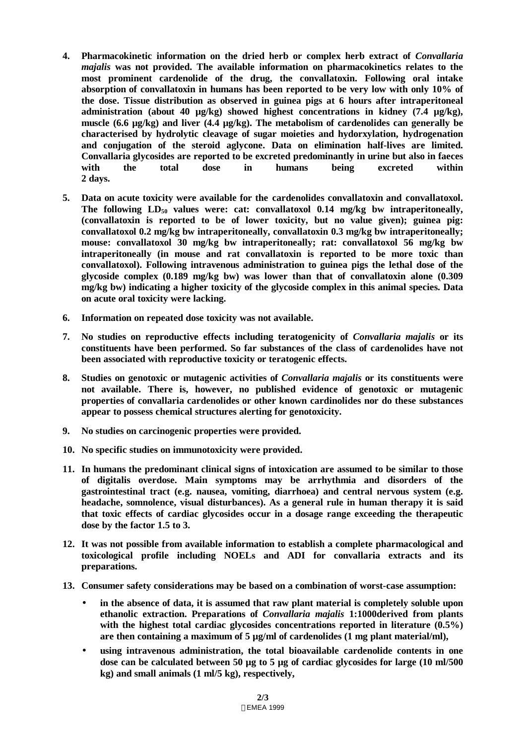4. **Pharmacokinetic information on the dried herb or complex herb extract of *Convallaria majalis* was not provided. The available information on pharmacokinetics relates to the most prominent cardenolide of the drug, the convallatoxin. Following oral intake absorption of convallatoxin in humans has been reported to be very low with only 10% of the dose. Tissue distribution as observed in guinea pigs at 6 hours after intraperitoneal administration (about 40 µg/kg) showed highest concentrations in kidney (7.4 µg/kg), muscle (6.6 µg/kg) and liver (4.4 µg/kg). The metabolism of cardenolides can generally be characterised by hydrolytic cleavage of sugar moieties and hydorxylation, hydrogenation and conjugation of the steroid aglycone. Data on elimination half-lives are limited. Convallaria glycosides are reported to be excreted predominantly in urine but also in faeces with the total dose in humans being excreted within 2 days.**

5. **Data on acute toxicity were available for the cardenolides convallatoxin and convallatoxol. The following $LD_{50}$ values were: cat: convallatoxol 0.14 mg/kg bw intraperitoneally, (convallatoxin is reported to be of lower toxicity, but no value given); guinea pig: convallatoxol 0.2 mg/kg bw intraperitoneally, convallatoxin 0.3 mg/kg bw intraperitoneally; mouse: convallatoxol 30 mg/kg bw intraperitoneally; rat: convallatoxol 56 mg/kg bw intraperitoneally (in mouse and rat convallatoxin is reported to be more toxic than convallatoxol). Following intravenous administration to guinea pigs the lethal dose of the glycoside complex (0.189 mg/kg bw) was lower than that of convallatoxin alone (0.309 mg/kg bw) indicating a higher toxicity of the glycoside complex in this animal species. Data on acute oral toxicity were lacking.**

6. **Information on repeated dose toxicity was not available.**

7. **No studies on reproductive effects including teratogenicity of *Convallaria majalis* or its constituents have been performed. So far substances of the class of cardenolides have not been associated with reproductive toxicity or teratogenic effects.**

8. **Studies on genotoxic or mutagenic activities of *Convallaria majalis* or its constituents were not available. There is, however, no published evidence of genotoxic or mutagenic properties of convallaria cardenolides or other known cardinolides nor do these substances appear to possess chemical structures alerting for genotoxicity.**

9. **No studies on carcinogenic properties were provided.**

10. **No specific studies on immunotoxicity were provided.**

11. **In humans the predominant clinical signs of intoxication are assumed to be similar to those of digitalis overdose. Main symptoms may be arrhythmia and disorders of the gastrointestinal tract (e.g. nausea, vomiting, diarrhoea) and central nervous system (e.g. headache, somnolence, visual disturbances). As a general rule in human therapy it is said that toxic effects of cardiac glycosides occur in a dosage range exceeding the therapeutic dose by the factor 1.5 to 3.**

12. **It was not possible from available information to establish a complete pharmacological and toxicological profile including NOELs and ADI for convallaria extracts and its preparations.**

13. **Consumer safety considerations may be based on a combination of worst-case assumption:**

    - **in the absence of data, it is assumed that raw plant material is completely soluble upon ethanolic extraction. Preparations of *Convallaria majalis* 1:1000derived from plants with the highest total cardiac glycosides concentrations reported in literature (0.5%) are then containing a maximum of 5 µg/ml of cardenolides (1 mg plant material/ml),**
    - **using intravenous administration, the total bioavailable cardenolide contents in one dose can be calculated between 50 µg to 5 µg of cardiac glycosides for large (10 ml/500 kg) and small animals (1 ml/5 kg), respectively,**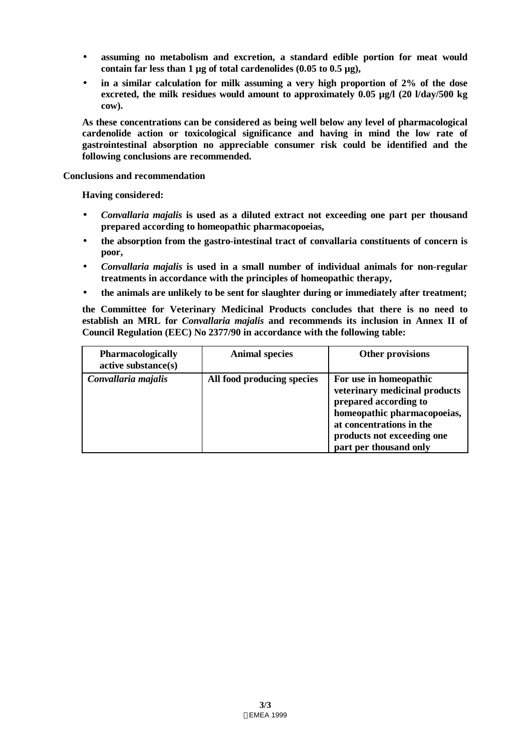- **assuming no metabolism and excretion, a standard edible portion for meat would contain far less than 1 µg of total cardenolides (0.05 to 0.5 µg),**
- **in a similar calculation for milk assuming a very high proportion of 2% of the dose excreted, the milk residues would amount to approximately 0.05 µg/l (20 l/day/500 kg cow).**

**As these concentrations can be considered as being well below any level of pharmacological cardenolide action or toxicological significance and having in mind the low rate of gastrointestinal absorption no appreciable consumer risk could be identified and the following conclusions are recommended.**

**Conclusions and recommendation**

**Having considered:**

- ***Convallaria majalis* is used as a diluted extract not exceeding one part per thousand prepared according to homeopathic pharmacopoeias,**
- **the absorption from the gastro-intestinal tract of convallaria constituents of concern is poor,**
- ***Convallaria majalis* is used in a small number of individual animals for non-regular treatments in accordance with the principles of homeopathic therapy,**
- **the animals are unlikely to be sent for slaughter during or immediately after treatment;**

**the Committee for Veterinary Medicinal Products concludes that there is no need to establish an MRL for *Convallaria majalis* and recommends its inclusion in Annex II of Council Regulation (EEC) No 2377/90 in accordance with the following table:**

| Pharmacologically active substance(s) | Animal species | Other provisions |
|---|---|---|
| *Convallaria majalis* | All food producing species | For use in homeopathic veterinary medicinal products prepared according to homeopathic pharmacopoeias, at concentrations in the products not exceeding one part per thousand only |